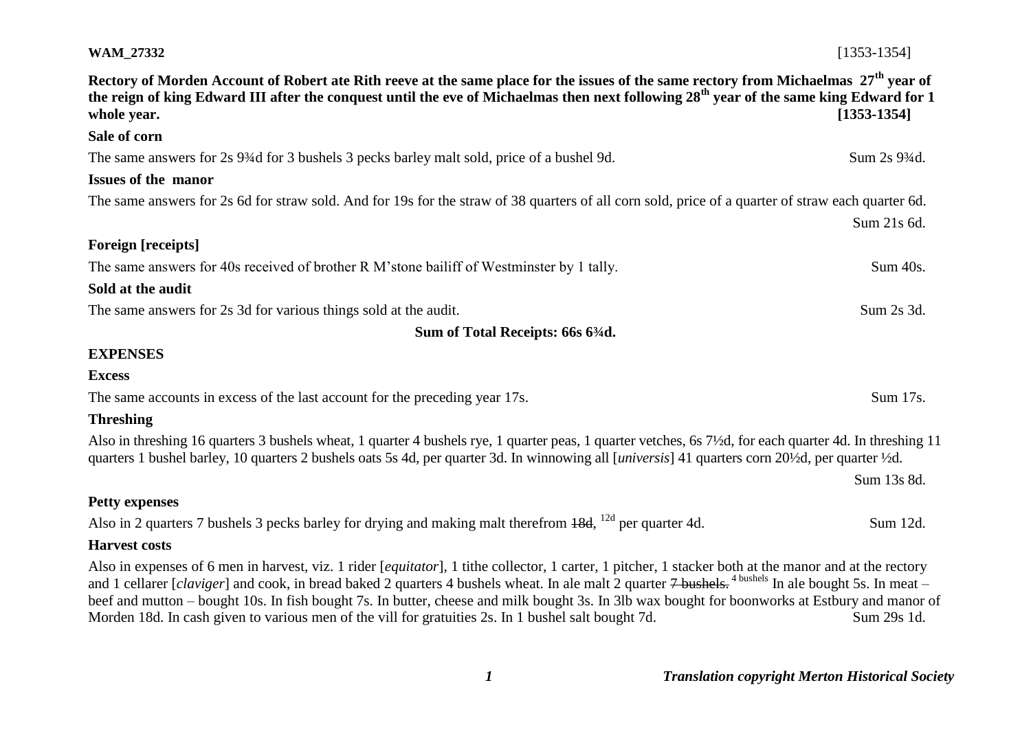**WAM_27332** [1353-1354]

**Rectory of Morden Account of Robert ate Rith reeve at the same place for the issues of the same rectory from Michaelmas 27th year of the reign of king Edward III after the conquest until the eve of Michaelmas then next following 28th year of the same king Edward for 1 whole year. [1353-1354]**

**Sale of corn**

The same answers for 2s 9¾d for 3 bushels 3 pecks barley malt sold, price of a bushel 9d. Sum 2s 9¾d.

**Issues of the manor**

The same answers for 2s 6d for straw sold. And for 19s for the straw of 38 quarters of all corn sold, price of a quarter of straw each quarter 6d.

Sum 21s 6d.

**Foreign [receipts]**

The same answers for 40s received of brother R M'stone bailiff of Westminster by 1 tally. Sum 40s.

**Sold at the audit**

The same answers for 2s 3d for various things sold at the audit. Sum 2s 3d.

**Sum of Total Receipts: 66s 6¾d.**

**EXPENSES**

**Excess**

The same accounts in excess of the last account for the preceding year 17s. Sum 17s.

**Threshing**

Also in threshing 16 quarters 3 bushels wheat, 1 quarter 4 bushels rye, 1 quarter peas, 1 quarter vetches, 6s 7½d, for each quarter 4d. In threshing 11 quarters 1 bushel barley, 10 quarters 2 bushels oats 5s 4d, per quarter 3d. In winnowing all [*universis*] 41 quarters corn 20½d, per quarter ½d.

Sum 13s 8d.

**Petty expenses**

Also in 2 quarters 7 bushels 3 pecks barley for drying and making malt therefrom ~~18d~~, 12d per quarter 4d. Sum 12d.

**Harvest costs**

Also in expenses of 6 men in harvest, viz. 1 rider [*equitator*], 1 tithe collector, 1 carter, 1 pitcher, 1 stacker both at the manor and at the rectory and 1 cellarer [*claviger*] and cook, in bread baked 2 quarters 4 bushels wheat. In ale malt 2 quarter ~~7 bushels.~~ 4 bushels In ale bought 5s. In meat – beef and mutton – bought 10s. In fish bought 7s. In butter, cheese and milk bought 3s. In 3lb wax bought for boonworks at Estbury and manor of Morden 18d. In cash given to various men of the vill for gratuities 2s. In 1 bushel salt bought 7d. Sum 29s 1d.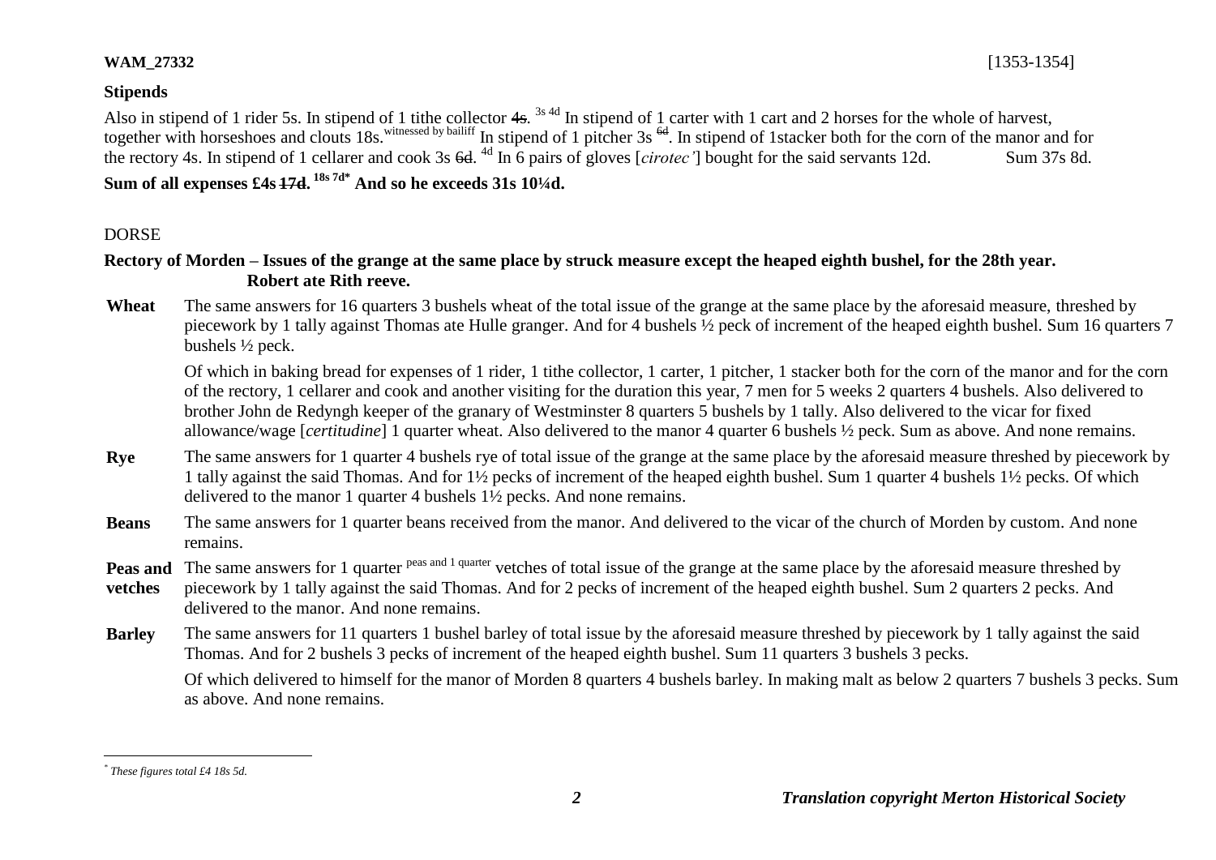**WAM_27332** [1353-1354]

**Stipends**

Also in stipend of 1 rider 5s. In stipend of 1 tithe collector ~~4s~~. 3s 4d In stipend of 1 carter with 1 cart and 2 horses for the whole of harvest, together with horseshoes and clouts 18s. witnessed by bailiff In stipend of 1 pitcher 3s ~~6d~~. In stipend of 1stacker both for the corn of the manor and for the rectory 4s. In stipend of 1 cellarer and cook 3s ~~6d~~. 4d In 6 pairs of gloves [*cirotec'*] bought for the said servants 12d. Sum 37s 8d.

**Sum of all expenses £4s ~~17d~~. 18s 7d* And so he exceeds 31s 10¼d.**

DORSE

**Rectory of Morden – Issues of the grange at the same place by struck measure except the heaped eighth bushel, for the 28th year.**
**Robert ate Rith reeve.**

**Wheat** The same answers for 16 quarters 3 bushels wheat of the total issue of the grange at the same place by the aforesaid measure, threshed by piecework by 1 tally against Thomas ate Hulle granger. And for 4 bushels ½ peck of increment of the heaped eighth bushel. Sum 16 quarters 7 bushels ½ peck.

Of which in baking bread for expenses of 1 rider, 1 tithe collector, 1 carter, 1 pitcher, 1 stacker both for the corn of the manor and for the corn of the rectory, 1 cellarer and cook and another visiting for the duration this year, 7 men for 5 weeks 2 quarters 4 bushels. Also delivered to brother John de Redyngh keeper of the granary of Westminster 8 quarters 5 bushels by 1 tally. Also delivered to the vicar for fixed allowance/wage [*certitudine*] 1 quarter wheat. Also delivered to the manor 4 quarter 6 bushels ½ peck. Sum as above. And none remains.

**Rye** The same answers for 1 quarter 4 bushels rye of total issue of the grange at the same place by the aforesaid measure threshed by piecework by 1 tally against the said Thomas. And for 1½ pecks of increment of the heaped eighth bushel. Sum 1 quarter 4 bushels 1½ pecks. Of which delivered to the manor 1 quarter 4 bushels 1½ pecks. And none remains.

**Beans** The same answers for 1 quarter beans received from the manor. And delivered to the vicar of the church of Morden by custom. And none remains.

**Peas and vetches** The same answers for 1 quarter peas and 1 quarter vetches of total issue of the grange at the same place by the aforesaid measure threshed by piecework by 1 tally against the said Thomas. And for 2 pecks of increment of the heaped eighth bushel. Sum 2 quarters 2 pecks. And delivered to the manor. And none remains.

**Barley** The same answers for 11 quarters 1 bushel barley of total issue by the aforesaid measure threshed by piecework by 1 tally against the said Thomas. And for 2 bushels 3 pecks of increment of the heaped eighth bushel. Sum 11 quarters 3 bushels 3 pecks.

Of which delivered to himself for the manor of Morden 8 quarters 4 bushels barley. In making malt as below 2 quarters 7 bushels 3 pecks. Sum as above. And none remains.

---

\* *These figures total £4 18s 5d.*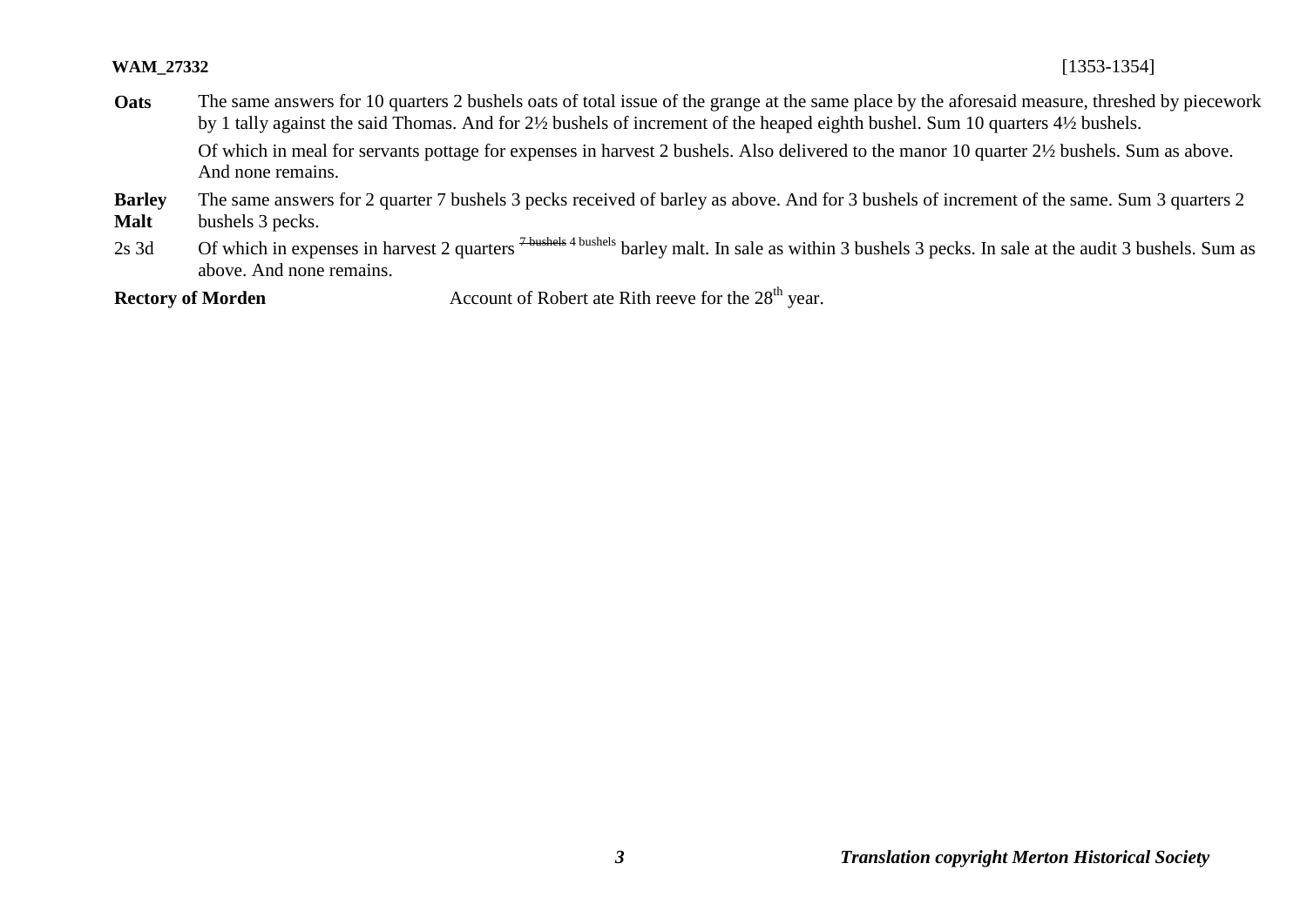**Oats** The same answers for 10 quarters 2 bushels oats of total issue of the grange at the same place by the aforesaid measure, threshed by piecework by 1 tally against the said Thomas. And for 2½ bushels of increment of the heaped eighth bushel. Sum 10 quarters 4½ bushels.

Of which in meal for servants pottage for expenses in harvest 2 bushels. Also delivered to the manor 10 quarter 2½ bushels. Sum as above. And none remains.

**Barley Malt** The same answers for 2 quarter 7 bushels 3 pecks received of barley as above. And for 3 bushels of increment of the same. Sum 3 quarters 2 bushels 3 pecks.

2s 3d Of which in expenses in harvest 2 quarters ~~7 bushels~~ 4 bushels barley malt. In sale as within 3 bushels 3 pecks. In sale at the audit 3 bushels. Sum as above. And none remains.

**Rectory of Morden** Account of Robert ate Rith reeve for the 28th year.